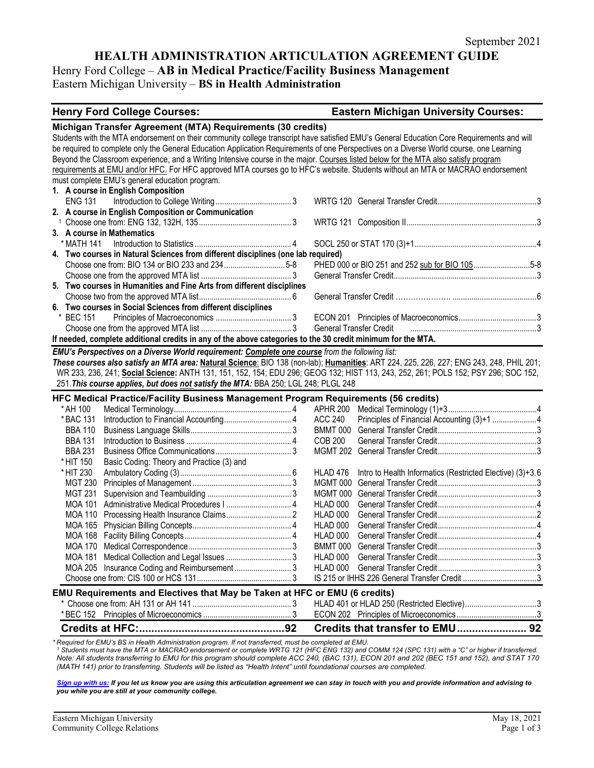September 2021

# HEALTH ADMINISTRATION ARTICULATION AGREEMENT GUIDE

## Henry Ford College – AB in Medical Practice/Facility Business Management
## Eastern Michigan University – BS in Health Administration

| Henry Ford College Courses: | | Credits | Eastern Michigan University Courses: | | Credits |
|---|---|---|---|---|---|
| **Michigan Transfer Agreement (MTA) Requirements (30 credits)** | | | | | |

Students with the MTA endorsement on their community college transcript have satisfied EMU's General Education Core Requirements and will be required to complete only the General Education Application Requirements of one Perspectives on a Diverse World course, one Learning Beyond the Classroom experience, and a Writing Intensive course in the major. Courses listed below for the MTA also satisfy program requirements at EMU and/or HFC. For HFC approved MTA courses go to HFC's website. Students without an MTA or MACRAO endorsement must complete EMU's general education program.

| Henry Ford College Courses | | Credits | Eastern Michigan University Courses | | Credits |
|---|---|---|---|---|---|
| **1. A course in English Composition** | | | | | |
| ENG 131 | Introduction to College Writing | 3 | WRTG 120 | General Transfer Credit | 3 |
| **2. A course in English Composition or Communication** | | | | | |
| [1] Choose one from: ENG 132, 132H, 135 | | 3 | WRTG 121 | Composition II | 3 |
| **3. A course in Mathematics** | | | | | |
| * MATH 141 | Introduction to Statistics | 4 | SOCL 250 or STAT 170 (3)+1 | | 4 |
| **4. Two courses in Natural Sciences from different disciplines (one lab required)** | | | | | |
| Choose one from: BIO 134 or BIO 233 and 234 | | 5-8 | PHED 000 or BIO 251 and 252 sub for BIO 105 | | 5-8 |
| Choose one from the approved MTA list | | 3 | General Transfer Credit | | 3 |
| **5. Two courses in Humanities and Fine Arts from different disciplines** | | | | | |
| Choose two from the approved MTA list | | 6 | General Transfer Credit | | 6 |
| **6. Two courses in Social Sciences from different disciplines** | | | | | |
| * BEC 151 | Principles of Macroeconomics | 3 | ECON 201 | Principles of Macroeconomics | 3 |
| Choose one from the approved MTA list | | 3 | General Transfer Credit | | 3 |

**If needed, complete additional credits in any of the above categories to the 30 credit minimum for the MTA.**

***EMU's Perspectives on a Diverse World requirement: Complete one course** from the following list:*
***These courses also satisfy an MTA area:*** **Natural Science**: BIO 138 (non-lab); **Humanities**: ART 224, 225, 226, 227; ENG 243, 248, PHIL 201; WR 233, 236, 241; **Social Science:** ANTH 131, 151, 152, 154; EDU 296; GEOG 132; HIST 113, 243, 252, 261; POLS 152; PSY 296; SOC 152, 251. ***This course applies, but does not satisfy the MTA:*** BBA 250; LGL 248; PLGL 248

### HFC Medical Practice/Facility Business Management Program Requirements (56 credits)

| Henry Ford College Courses | | Credits | Eastern Michigan University Courses | | Credits |
|---|---|---|---|---|---|
| * AH 100 | Medical Terminology | 4 | APHR 200 | Medical Terminology (1)+3 | 4 |
| * BAC 131 | Introduction to Financial Accounting | 4 | ACC 240 | Principles of Financial Accounting (3)+1 | 4 |
| BBA 110 | Business Language Skills | 3 | BMMT 000 | General Transfer Credit | 3 |
| BBA 131 | Introduction to Business | 4 | COB 200 | General Transfer Credit | 3 |
| BBA 231 | Business Office Communications | 3 | MGMT 202 | General Transfer Credit | 3 |
| * HIT 150 | Basic Coding: Theory and Practice (3) and | | | | |
| * HIT 230 | Ambulatory Coding (3) | 6 | HLAD 476 | Intro to Health Informatics (Restricted Elective) (3)+3 | 6 |
| MGT 230 | Principles of Management | 3 | MGMT 000 | General Transfer Credit | 3 |
| MGT 231 | Supervision and Teambuilding | 3 | MGMT 000 | General Transfer Credit | 3 |
| MOA 101 | Administrative Medical Procedures I | 4 | HLAD 000 | General Transfer Credit | 4 |
| MOA 110 | Processing Health Insurance Claims | 2 | HLAD 000 | General Transfer Credit | 2 |
| MOA 165 | Physician Billing Concepts | 4 | HLAD 000 | General Transfer Credit | 4 |
| MOA 168 | Facility Billing Concepts | 4 | HLAD 000 | General Transfer Credit | 4 |
| MOA 170 | Medical Correspondence | 3 | BMMT 000 | General Transfer Credit | 3 |
| MOA 181 | Medical Collection and Legal Issues | 3 | HLAD 000 | General Transfer Credit | 3 |
| MOA 205 | Insurance Coding and Reimbursement | 3 | HLAD 000 | General Transfer Credit | 3 |
| Choose one from: CIS 100 or HCS 131 | | 3 | IS 215 or IHHS 226 General Transfer Credit | | 3 |

### EMU Requirements and Electives that May be Taken at HFC or EMU (6 credits)

| Henry Ford College Courses | | Credits | Eastern Michigan University Courses | | Credits |
|---|---|---|---|---|---|
| * Choose one from: AH 131 or AH 141 | | 3 | HLAD 401 or HLAD 250 (Restricted Elective) | | 3 |
| * BEC 152 | Principles of Microeconomics | 3 | ECON 202 | Principles of Microeconomics | 3 |
| **Credits at HFC:** | | **92** | **Credits that transfer to EMU** | | **92** |

*\* Required for EMU's BS in Health Administration program. If not transferred, must be completed at EMU.*
*[1] Students must have the MTA or MACRAO endorsement or complete WRTG 121 (HFC ENG 132) and COMM 124 (SPC 131) with a "C" or higher if transferred.*
*Note: All students transferring to EMU for this program should complete ACC 240, (BAC 131), ECON 201 and 202 (BEC 151 and 152), and STAT 170 (MATH 141) prior to transferring. Students will be listed as "Health Intent" until foundational courses are completed.*

***Sign up with us:** If you let us know you are using this articulation agreement we can stay in touch with you and provide information and advising to you while you are still at your community college.*

Eastern Michigan University
Community College Relations

May 18, 2021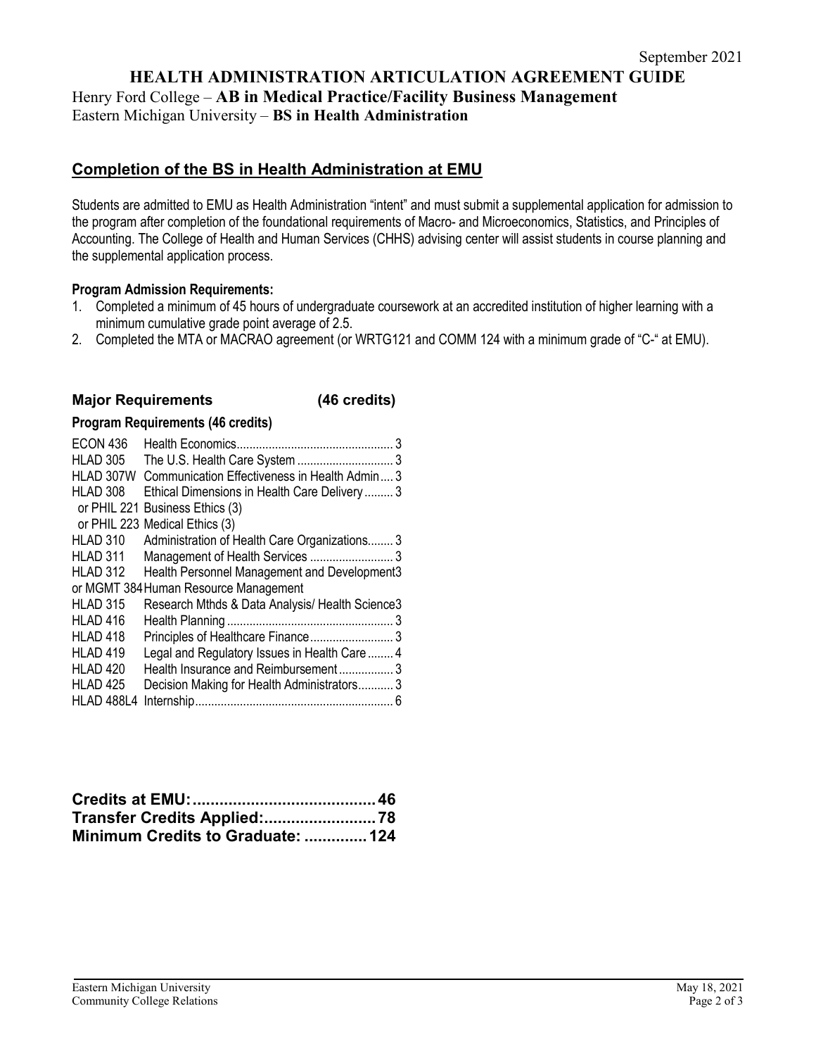September 2021

# HEALTH ADMINISTRATION ARTICULATION AGREEMENT GUIDE

Henry Ford College – **AB in Medical Practice/Facility Business Management**
Eastern Michigan University – **BS in Health Administration**

## Completion of the BS in Health Administration at EMU

Students are admitted to EMU as Health Administration "intent" and must submit a supplemental application for admission to the program after completion of the foundational requirements of Macro- and Microeconomics, Statistics, and Principles of Accounting. The College of Health and Human Services (CHHS) advising center will assist students in course planning and the supplemental application process.

**Program Admission Requirements:**

1. Completed a minimum of 45 hours of undergraduate coursework at an accredited institution of higher learning with a minimum cumulative grade point average of 2.5.
2. Completed the MTA or MACRAO agreement (or WRTG121 and COMM 124 with a minimum grade of "C-" at EMU).

### Major Requirements (46 credits)

**Program Requirements (46 credits)**

| Course | Title | Credits |
|---|---|---|
| ECON 436 | Health Economics | 3 |
| HLAD 305 | The U.S. Health Care System | 3 |
| HLAD 307W | Communication Effectiveness in Health Admin | 3 |
| HLAD 308 | Ethical Dimensions in Health Care Delivery | 3 |
| or PHIL 221 | Business Ethics (3) | |
| or PHIL 223 | Medical Ethics (3) | |
| HLAD 310 | Administration of Health Care Organizations | 3 |
| HLAD 311 | Management of Health Services | 3 |
| HLAD 312 | Health Personnel Management and Development | 3 |
| or MGMT 384 | Human Resource Management | |
| HLAD 315 | Research Mthds & Data Analysis/ Health Science | 3 |
| HLAD 416 | Health Planning | 3 |
| HLAD 418 | Principles of Healthcare Finance | 3 |
| HLAD 419 | Legal and Regulatory Issues in Health Care | 4 |
| HLAD 420 | Health Insurance and Reimbursement | 3 |
| HLAD 425 | Decision Making for Health Administrators | 3 |
| HLAD 488L4 | Internship | 6 |

**Credits at EMU: 46**
**Transfer Credits Applied: 78**
**Minimum Credits to Graduate: 124**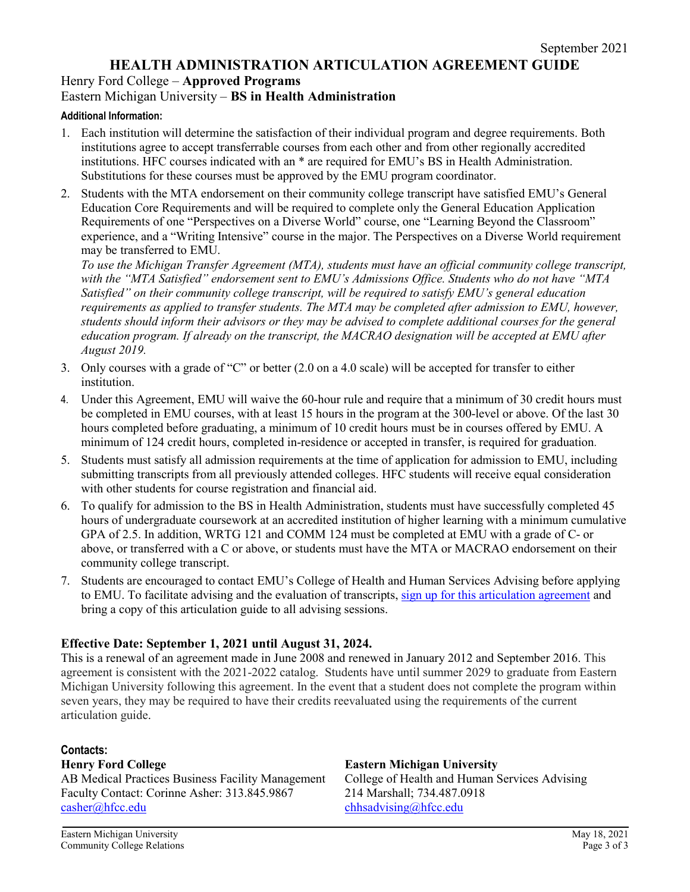September 2021

# HEALTH ADMINISTRATION ARTICULATION AGREEMENT GUIDE

## Henry Ford College – **Approved Programs**
## Eastern Michigan University – **BS in Health Administration**

**Additional Information:**

1. Each institution will determine the satisfaction of their individual program and degree requirements. Both institutions agree to accept transferrable courses from each other and from other regionally accredited institutions. HFC courses indicated with an * are required for EMU's BS in Health Administration. Substitutions for these courses must be approved by the EMU program coordinator.
2. Students with the MTA endorsement on their community college transcript have satisfied EMU's General Education Core Requirements and will be required to complete only the General Education Application Requirements of one "Perspectives on a Diverse World" course, one "Learning Beyond the Classroom" experience, and a "Writing Intensive" course in the major. The Perspectives on a Diverse World requirement may be transferred to EMU.
   *To use the Michigan Transfer Agreement (MTA), students must have an official community college transcript, with the "MTA Satisfied" endorsement sent to EMU's Admissions Office. Students who do not have "MTA Satisfied" on their community college transcript, will be required to satisfy EMU's general education requirements as applied to transfer students. The MTA may be completed after admission to EMU, however, students should inform their advisors or they may be advised to complete additional courses for the general education program. If already on the transcript, the MACRAO designation will be accepted at EMU after August 2019.*
3. Only courses with a grade of "C" or better (2.0 on a 4.0 scale) will be accepted for transfer to either institution.
4. Under this Agreement, EMU will waive the 60-hour rule and require that a minimum of 30 credit hours must be completed in EMU courses, with at least 15 hours in the program at the 300-level or above. Of the last 30 hours completed before graduating, a minimum of 10 credit hours must be in courses offered by EMU. A minimum of 124 credit hours, completed in-residence or accepted in transfer, is required for graduation.
5. Students must satisfy all admission requirements at the time of application for admission to EMU, including submitting transcripts from all previously attended colleges. HFC students will receive equal consideration with other students for course registration and financial aid.
6. To qualify for admission to the BS in Health Administration, students must have successfully completed 45 hours of undergraduate coursework at an accredited institution of higher learning with a minimum cumulative GPA of 2.5. In addition, WRTG 121 and COMM 124 must be completed at EMU with a grade of C- or above, or transferred with a C or above, or students must have the MTA or MACRAO endorsement on their community college transcript.
7. Students are encouraged to contact EMU's College of Health and Human Services Advising before applying to EMU. To facilitate advising and the evaluation of transcripts, sign up for this articulation agreement and bring a copy of this articulation guide to all advising sessions.

**Effective Date: September 1, 2021 until August 31, 2024.**

This is a renewal of an agreement made in June 2008 and renewed in January 2012 and September 2016. This agreement is consistent with the 2021-2022 catalog. Students have until summer 2029 to graduate from Eastern Michigan University following this agreement. In the event that a student does not complete the program within seven years, they may be required to have their credits reevaluated using the requirements of the current articulation guide.

**Contacts:**

**Henry Ford College**
AB Medical Practices Business Facility Management
Faculty Contact: Corinne Asher: 313.845.9867
casher@hfcc.edu

**Eastern Michigan University**
College of Health and Human Services Advising
214 Marshall; 734.487.0918
chhsadvising@hfcc.edu

Eastern Michigan University
Community College Relations

May 18, 2021